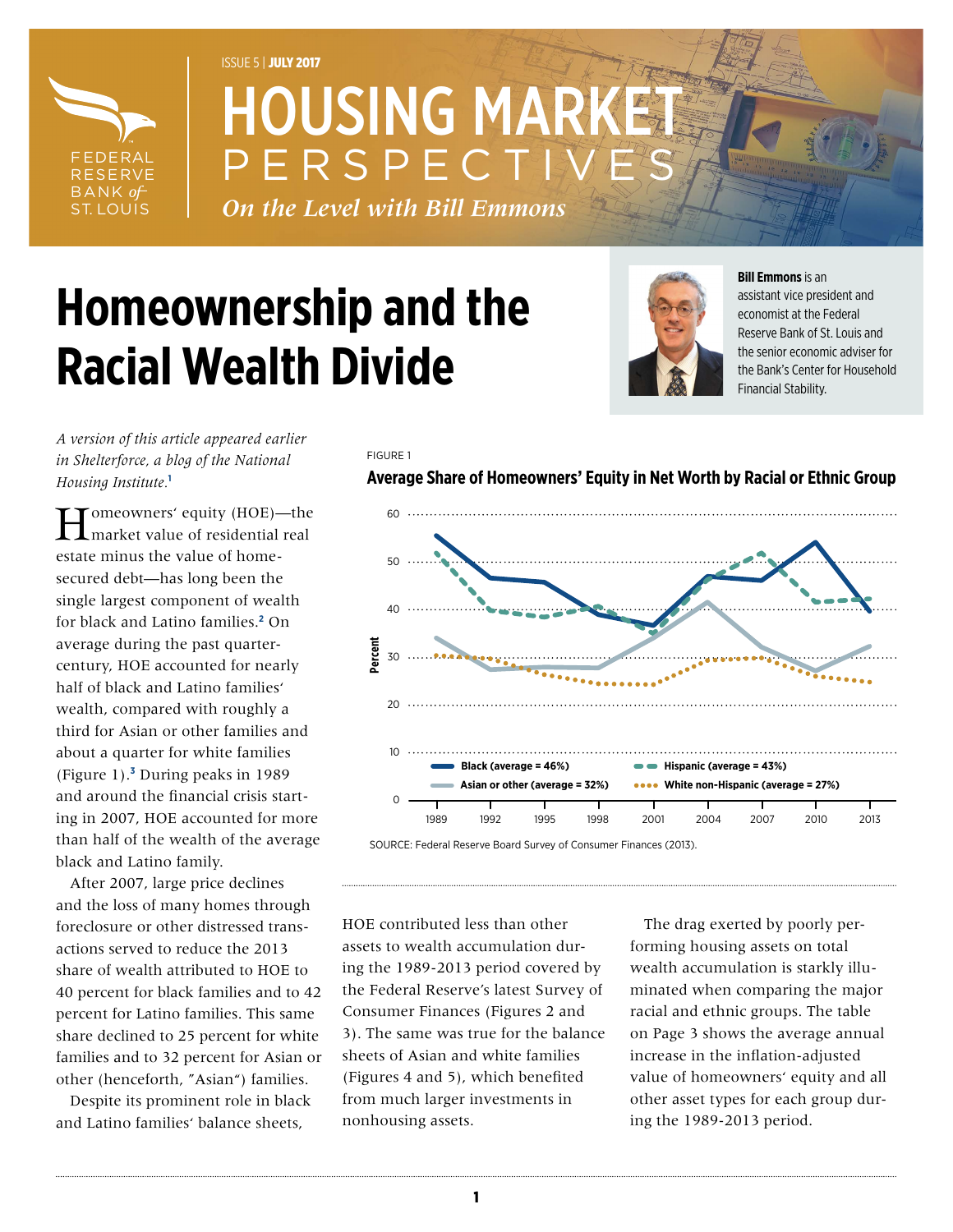ISSUE 5 | **JULY 2017**

# HOUSING MARKET PERSPECTIVES

*On the Level with Bill Emmons*

# Homeownership and the Racial Wealth Divide

**Bill Emmons** is an assistant vice president and economist at the Federal Reserve Bank of St. Louis and the senior economic adviser for the Bank's Center for Household Financial Stability.

*A version of this article appeared earlier in Shelterforce, a blog of the National Housing Institute.*[1]

Homeowners' equity (HOE)—the market value of residential real estate minus the value of home-secured debt—has long been the single largest component of wealth for black and Latino families.[2] On average during the past quarter-century, HOE accounted for nearly half of black and Latino families' wealth, compared with roughly a third for Asian or other families and about a quarter for white families (Figure 1).[3] During peaks in 1989 and around the financial crisis starting in 2007, HOE accounted for more than half of the wealth of the average black and Latino family.

After 2007, large price declines and the loss of many homes through foreclosure or other distressed transactions served to reduce the 2013 share of wealth attributed to HOE to 40 percent for black families and to 42 percent for Latino families. This same share declined to 25 percent for white families and to 32 percent for Asian or other (henceforth, "Asian") families.

FIGURE 1

**Average Share of Homeowners' Equity in Net Worth by Racial or Ethnic Group**

Legend: Black (average = 46%); Hispanic (average = 43%); Asian or other (average = 32%); White non-Hispanic (average = 27%)

SOURCE: Federal Reserve Board Survey of Consumer Finances (2013).

Despite its prominent role in black and Latino families' balance sheets, HOE contributed less than other assets to wealth accumulation during the 1989-2013 period covered by the Federal Reserve's latest Survey of Consumer Finances (Figures 2 and 3). The same was true for the balance sheets of Asian and white families (Figures 4 and 5), which benefited from much larger investments in nonhousing assets.

The drag exerted by poorly performing housing assets on total wealth accumulation is starkly illuminated when comparing the major racial and ethnic groups. The table on Page 3 shows the average annual increase in the inflation-adjusted value of homeowners' equity and all other asset types for each group during the 1989-2013 period.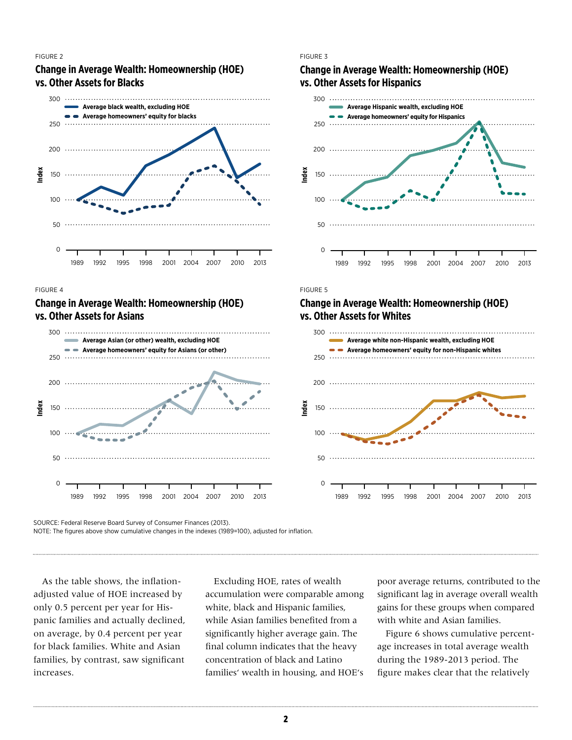FIGURE 2

**Change in Average Wealth: Homeownership (HOE) vs. Other Assets for Blacks**

FIGURE 3

**Change in Average Wealth: Homeownership (HOE) vs. Other Assets for Hispanics**

FIGURE 4

**Change in Average Wealth: Homeownership (HOE) vs. Other Assets for Asians**

FIGURE 5

**Change in Average Wealth: Homeownership (HOE) vs. Other Assets for Whites**

SOURCE: Federal Reserve Board Survey of Consumer Finances (2013).
NOTE: The figures above show cumulative changes in the indexes (1989=100), adjusted for inflation.

As the table shows, the inflation-adjusted value of HOE increased by only 0.5 percent per year for Hispanic families and actually declined, on average, by 0.4 percent per year for black families. White and Asian families, by contrast, saw significant increases.

Excluding HOE, rates of wealth accumulation were comparable among white, black and Hispanic families, while Asian families benefited from a significantly higher average gain. The final column indicates that the heavy concentration of black and Latino families' wealth in housing, and HOE's poor average returns, contributed to the significant lag in average overall wealth gains for these groups when compared with white and Asian families.

Figure 6 shows cumulative percentage increases in total average wealth during the 1989-2013 period. The figure makes clear that the relatively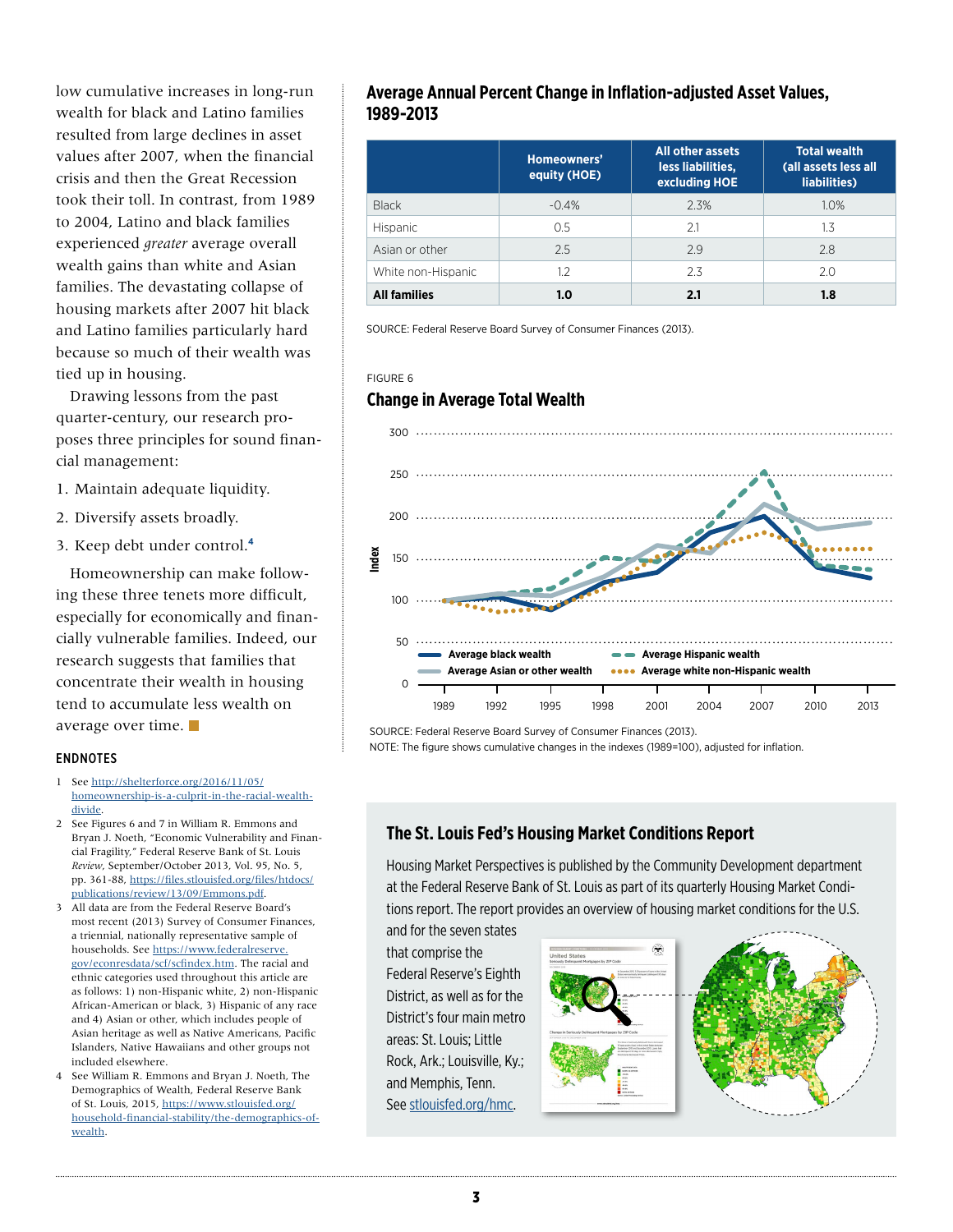low cumulative increases in long-run wealth for black and Latino families resulted from large declines in asset values after 2007, when the financial crisis and then the Great Recession took their toll. In contrast, from 1989 to 2004, Latino and black families experienced *greater* average overall wealth gains than white and Asian families. The devastating collapse of housing markets after 2007 hit black and Latino families particularly hard because so much of their wealth was tied up in housing.

Drawing lessons from the past quarter-century, our research proposes three principles for sound financial management:

1. Maintain adequate liquidity.
2. Diversify assets broadly.
3. Keep debt under control.[4]

Homeownership can make following these three tenets more difficult, especially for economically and financially vulnerable families. Indeed, our research suggests that families that concentrate their wealth in housing tend to accumulate less wealth on average over time.

## Average Annual Percent Change in Inflation-adjusted Asset Values, 1989-2013

| | Homeowners' equity (HOE) | All other assets less liabilities, excluding HOE | Total wealth (all assets less all liabilities) |
|---|---|---|---|
| Black | -0.4% | 2.3% | 1.0% |
| Hispanic | 0.5 | 2.1 | 1.3 |
| Asian or other | 2.5 | 2.9 | 2.8 |
| White non-Hispanic | 1.2 | 2.3 | 2.0 |
| **All families** | **1.0** | **2.1** | **1.8** |

SOURCE: Federal Reserve Board Survey of Consumer Finances (2013).

FIGURE 6

### Change in Average Total Wealth

Index

300
250
200
150
100
50
0

1989 1992 1995 1998 2001 2004 2007 2010 2013

Average black wealth
Average Hispanic wealth
Average Asian or other wealth
Average white non-Hispanic wealth

SOURCE: Federal Reserve Board Survey of Consumer Finances (2013).
NOTE: The figure shows cumulative changes in the indexes (1989=100), adjusted for inflation.

## ENDNOTES

1. See http://shelterforce.org/2016/11/05/homeownership-is-a-culprit-in-the-racial-wealth-divide.
2. See Figures 6 and 7 in William R. Emmons and Bryan J. Noeth, "Economic Vulnerability and Financial Fragility," Federal Reserve Bank of St. Louis *Review*, September/October 2013, Vol. 95, No. 5, pp. 361-88, https://files.stlouisfed.org/files/htdocs/publications/review/13/09/Emmons.pdf.
3. All data are from the Federal Reserve Board's most recent (2013) Survey of Consumer Finances, a triennial, nationally representative sample of households. See https://www.federalreserve.gov/econresdata/scf/scfindex.htm. The racial and ethnic categories used throughout this article are as follows: 1) non-Hispanic white, 2) non-Hispanic African-American or black, 3) Hispanic of any race and 4) Asian or other, which includes people of Asian heritage as well as Native Americans, Pacific Islanders, Native Hawaiians and other groups not included elsewhere.
4. See William R. Emmons and Bryan J. Noeth, The Demographics of Wealth, Federal Reserve Bank of St. Louis, 2015, https://www.stlouisfed.org/household-financial-stability/the-demographics-of-wealth.

## The St. Louis Fed's Housing Market Conditions Report

Housing Market Perspectives is published by the Community Development department at the Federal Reserve Bank of St. Louis as part of its quarterly Housing Market Conditions report. The report provides an overview of housing market conditions for the U.S. and for the seven states that comprise the Federal Reserve's Eighth District, as well as for the District's four main metro areas: St. Louis; Little Rock, Ark.; Louisville, Ky.; and Memphis, Tenn. See stlouisfed.org/hmc.